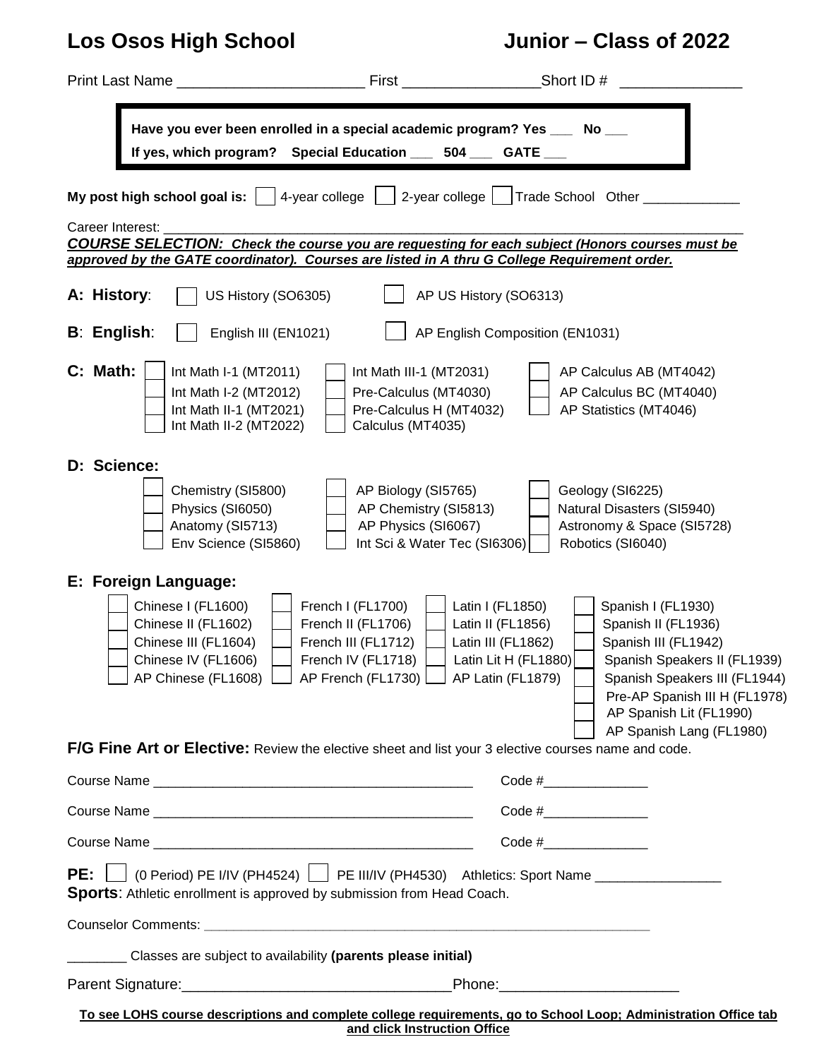# Los Osos High School — Junior – Class of 2022

Print Last Name ______________________ First ________________ Short ID # ______________

> **Have you ever been enrolled in a special academic program? Yes ___ No ___**
>
> **If yes, which program? Special Education ___ 504 ___ GATE ___**

**My post high school goal is:** ☐ 4-year college ☐ 2-year college ☐ Trade School Other _____________

Career Interest: ______________________________________________________________________________

***COURSE SELECTION:* *Check the course you are requesting for each subject (Honors courses must be approved by the GATE coordinator). Courses are listed in A thru G College Requirement order.***

**A: History**: ☐ US History (SO6305) ☐ AP US History (SO6313)

**B**: **English**: ☐ English III (EN1021) ☐ AP English Composition (EN1031)

**C: Math:**

- ☐ Int Math I-1 (MT2011)
- ☐ Int Math I-2 (MT2012)
- ☐ Int Math II-1 (MT2021)
- ☐ Int Math II-2 (MT2022)
- ☐ Int Math III-1 (MT2031)
- ☐ Pre-Calculus (MT4030)
- ☐ Pre-Calculus H (MT4032)
- ☐ Calculus (MT4035)
- ☐ AP Calculus AB (MT4042)
- ☐ AP Calculus BC (MT4040)
- ☐ AP Statistics (MT4046)

**D: Science:**

- ☐ Chemistry (SI5800)
- ☐ Physics (SI6050)
- ☐ Anatomy (SI5713)
- ☐ Env Science (SI5860)
- ☐ AP Biology (SI5765)
- ☐ AP Chemistry (SI5813)
- ☐ AP Physics (SI6067)
- ☐ Int Sci & Water Tec (SI6306)
- ☐ Geology (SI6225)
- ☐ Natural Disasters (SI5940)
- ☐ Astronomy & Space (SI5728)
- ☐ Robotics (SI6040)

**E: Foreign Language:**

- ☐ Chinese I (FL1600)
- ☐ Chinese II (FL1602)
- ☐ Chinese III (FL1604)
- ☐ Chinese IV (FL1606)
- ☐ AP Chinese (FL1608)
- ☐ French I (FL1700)
- ☐ French II (FL1706)
- ☐ French III (FL1712)
- ☐ French IV (FL1718)
- ☐ AP French (FL1730)
- ☐ Latin I (FL1850)
- ☐ Latin II (FL1856)
- ☐ Latin III (FL1862)
- ☐ Latin Lit H (FL1880)
- ☐ AP Latin (FL1879)
- ☐ Spanish I (FL1930)
- ☐ Spanish II (FL1936)
- ☐ Spanish III (FL1942)
- ☐ Spanish Speakers II (FL1939)
- ☐ Spanish Speakers III (FL1944)
- ☐ Pre-AP Spanish III H (FL1978)
- ☐ AP Spanish Lit (FL1990)
- ☐ AP Spanish Lang (FL1980)

**F/G Fine Art or Elective:** Review the elective sheet and list your 3 elective courses name and code.

Course Name ___________________________________________ Code #______________

Course Name ___________________________________________ Code #______________

Course Name ___________________________________________ Code #______________

**PE:** ☐ (0 Period) PE I/IV (PH4524) ☐ PE III/IV (PH4530) Athletics: Sport Name _________________

**Sports**: Athletic enrollment is approved by submission from Head Coach.

Counselor Comments: _______________________________________________________________

________ Classes are subject to availability **(parents please initial)**

Parent Signature:_________________________________ Phone:______________________

**To see LOHS course descriptions and complete college requirements, go to School Loop; Administration Office tab and click Instruction Office**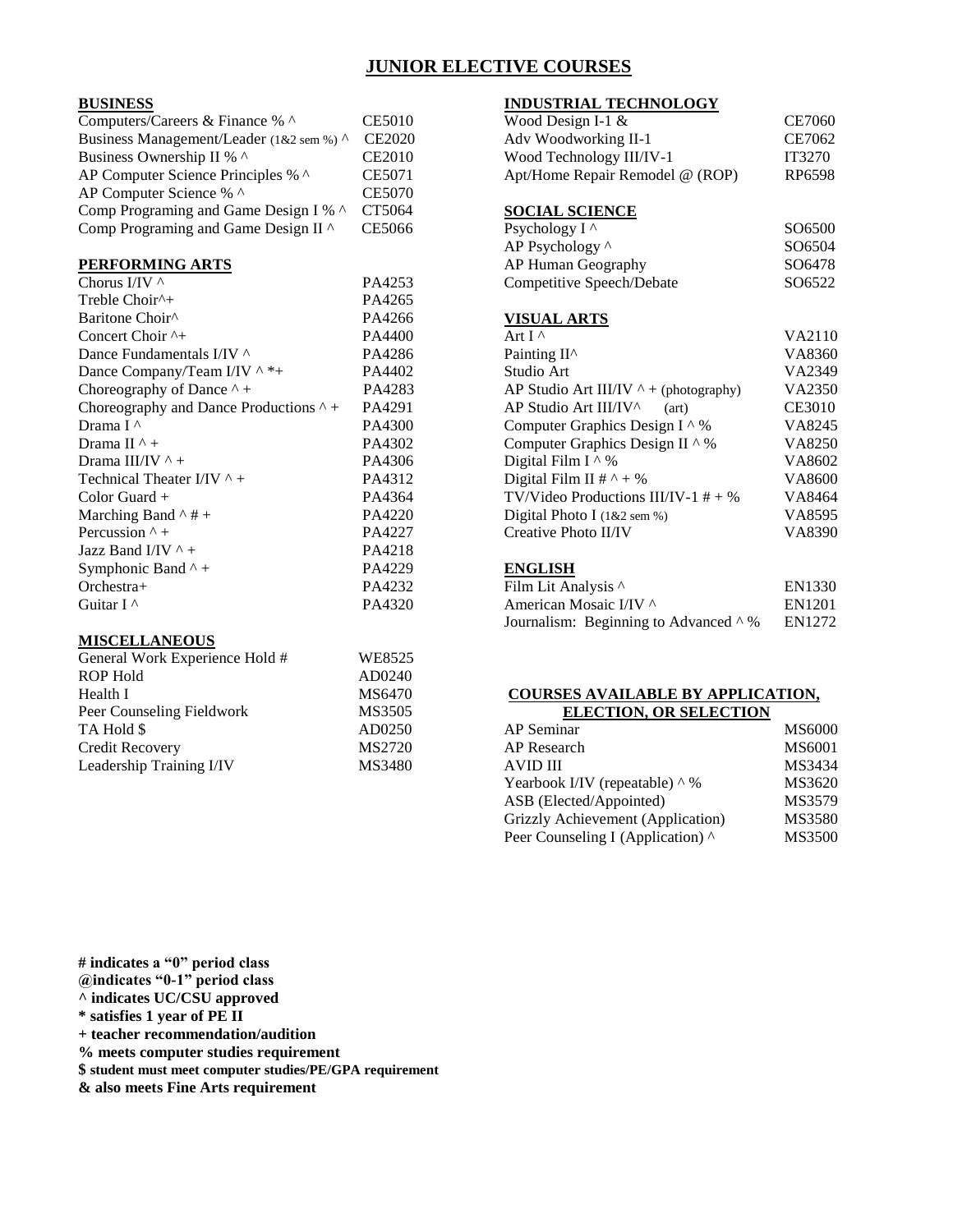# JUNIOR ELECTIVE COURSES

## BUSINESS

| | |
|---|---|
| Computers/Careers & Finance % ^ | CE5010 |
| Business Management/Leader (1&2 sem %) ^ | CE2020 |
| Business Ownership II % ^ | CE2010 |
| AP Computer Science Principles % ^ | CE5071 |
| AP Computer Science % ^ | CE5070 |
| Comp Programing and Game Design I % ^ | CT5064 |
| Comp Programing and Game Design II ^ | CE5066 |

## PERFORMING ARTS

| | |
|---|---|
| Chorus I/IV ^ | PA4253 |
| Treble Choir^+ | PA4265 |
| Baritone Choir^ | PA4266 |
| Concert Choir ^+ | PA4400 |
| Dance Fundamentals I/IV ^ | PA4286 |
| Dance Company/Team I/IV ^ *+ | PA4402 |
| Choreography of Dance ^ + | PA4283 |
| Choreography and Dance Productions ^ + | PA4291 |
| Drama I ^ | PA4300 |
| Drama II ^ + | PA4302 |
| Drama III/IV ^ + | PA4306 |
| Technical Theater I/IV ^ + | PA4312 |
| Color Guard + | PA4364 |
| Marching Band ^ # + | PA4220 |
| Percussion ^ + | PA4227 |
| Jazz Band I/IV ^ + | PA4218 |
| Symphonic Band ^ + | PA4229 |
| Orchestra+ | PA4232 |
| Guitar I ^ | PA4320 |

## MISCELLANEOUS

| | |
|---|---|
| General Work Experience Hold # | WE8525 |
| ROP Hold | AD0240 |
| Health I | MS6470 |
| Peer Counseling Fieldwork | MS3505 |
| TA Hold $ | AD0250 |
| Credit Recovery | MS2720 |
| Leadership Training I/IV | MS3480 |

## INDUSTRIAL TECHNOLOGY

| | |
|---|---|
| Wood Design I-1 & | CE7060 |
| Adv Woodworking II-1 | CE7062 |
| Wood Technology III/IV-1 | IT3270 |
| Apt/Home Repair Remodel @ (ROP) | RP6598 |

## SOCIAL SCIENCE

| | |
|---|---|
| Psychology I ^ | SO6500 |
| AP Psychology ^ | SO6504 |
| AP Human Geography | SO6478 |
| Competitive Speech/Debate | SO6522 |

## VISUAL ARTS

| | |
|---|---|
| Art I ^ | VA2110 |
| Painting II^ | VA8360 |
| Studio Art | VA2349 |
| AP Studio Art III/IV ^ + (photography) | VA2350 |
| AP Studio Art III/IV^ (art) | CE3010 |
| Computer Graphics Design I ^ % | VA8245 |
| Computer Graphics Design II ^ % | VA8250 |
| Digital Film I ^ % | VA8602 |
| Digital Film II # ^ + % | VA8600 |
| TV/Video Productions III/IV-1 # + % | VA8464 |
| Digital Photo I (1&2 sem %) | VA8595 |
| Creative Photo II/IV | VA8390 |

## ENGLISH

| | |
|---|---|
| Film Lit Analysis ^ | EN1330 |
| American Mosaic I/IV ^ | EN1201 |
| Journalism: Beginning to Advanced ^ % | EN1272 |

## COURSES AVAILABLE BY APPLICATION, ELECTION, OR SELECTION

| | |
|---|---|
| AP Seminar | MS6000 |
| AP Research | MS6001 |
| AVID III | MS3434 |
| Yearbook I/IV (repeatable) ^ % | MS3620 |
| ASB (Elected/Appointed) | MS3579 |
| Grizzly Achievement (Application) | MS3580 |
| Peer Counseling I (Application) ^ | MS3500 |

**# indicates a "0" period class**
**@indicates "0-1" period class**
**^ indicates UC/CSU approved**
*** satisfies 1 year of PE II**
**+ teacher recommendation/audition**
**% meets computer studies requirement**
**$ student must meet computer studies/PE/GPA requirement**
**& also meets Fine Arts requirement**